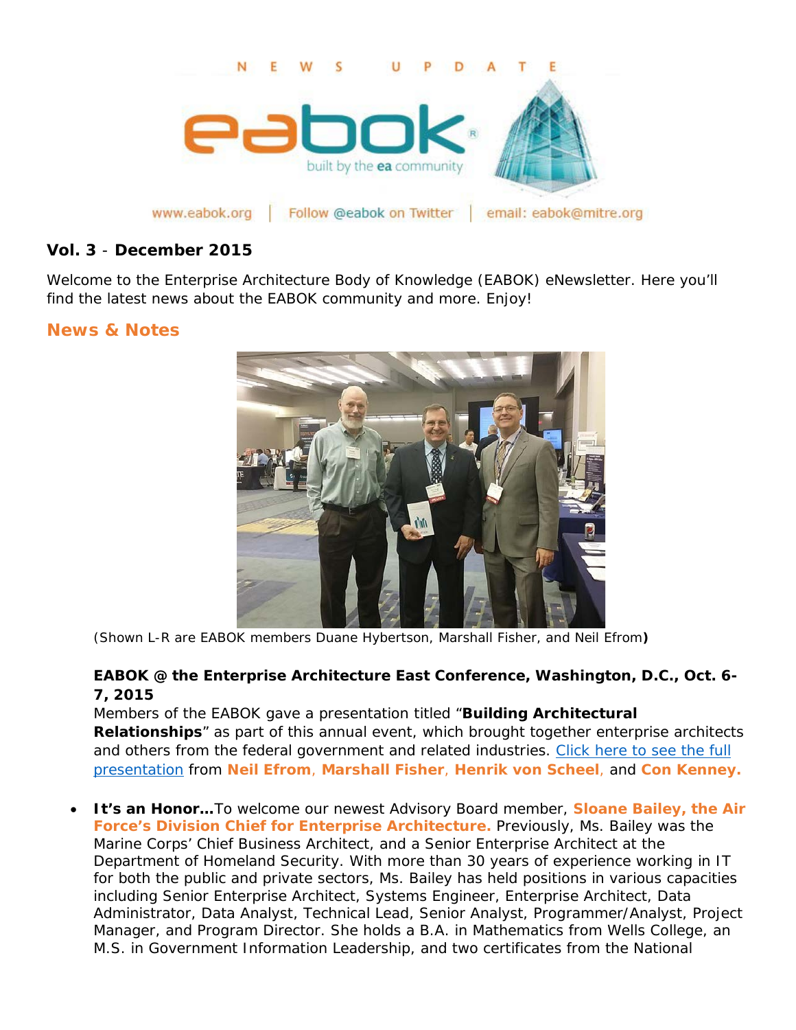N E W S U P D A T E

eabok

built by the ea community

www.eabok.org | Follow @eabok on Twitter | email: eabok@mitre.org

**Vol. 3 - December 2015**

Welcome to the Enterprise Architecture Body of Knowledge (EABOK) eNewsletter. Here you'll find the latest news about the EABOK community and more. Enjoy!

## News & Notes

(Shown L-R are EABOK members Duane Hybertson, Marshall Fisher, and Neil Efrom**)**

**EABOK @ the Enterprise Architecture East Conference, Washington, D.C., Oct. 6-7, 2015**
Members of the EABOK gave a presentation titled "**Building Architectural Relationships**" as part of this annual event, which brought together enterprise architects and others from the federal government and related industries. [Click here to see the full presentation]() from **Neil Efrom**, **Marshall Fisher**, **Henrik von Scheel**, and **Con Kenney.**

- **It's an Honor…**To welcome our newest Advisory Board member, **Sloane Bailey, the Air Force's Division Chief for Enterprise Architecture.** Previously, Ms. Bailey was the Marine Corps' Chief Business Architect, and a Senior Enterprise Architect at the Department of Homeland Security. With more than 30 years of experience working in IT for both the public and private sectors, Ms. Bailey has held positions in various capacities including Senior Enterprise Architect, Systems Engineer, Enterprise Architect, Data Administrator, Data Analyst, Technical Lead, Senior Analyst, Programmer/Analyst, Project Manager, and Program Director. She holds a B.A. in Mathematics from Wells College, an M.S. in Government Information Leadership, and two certificates from the National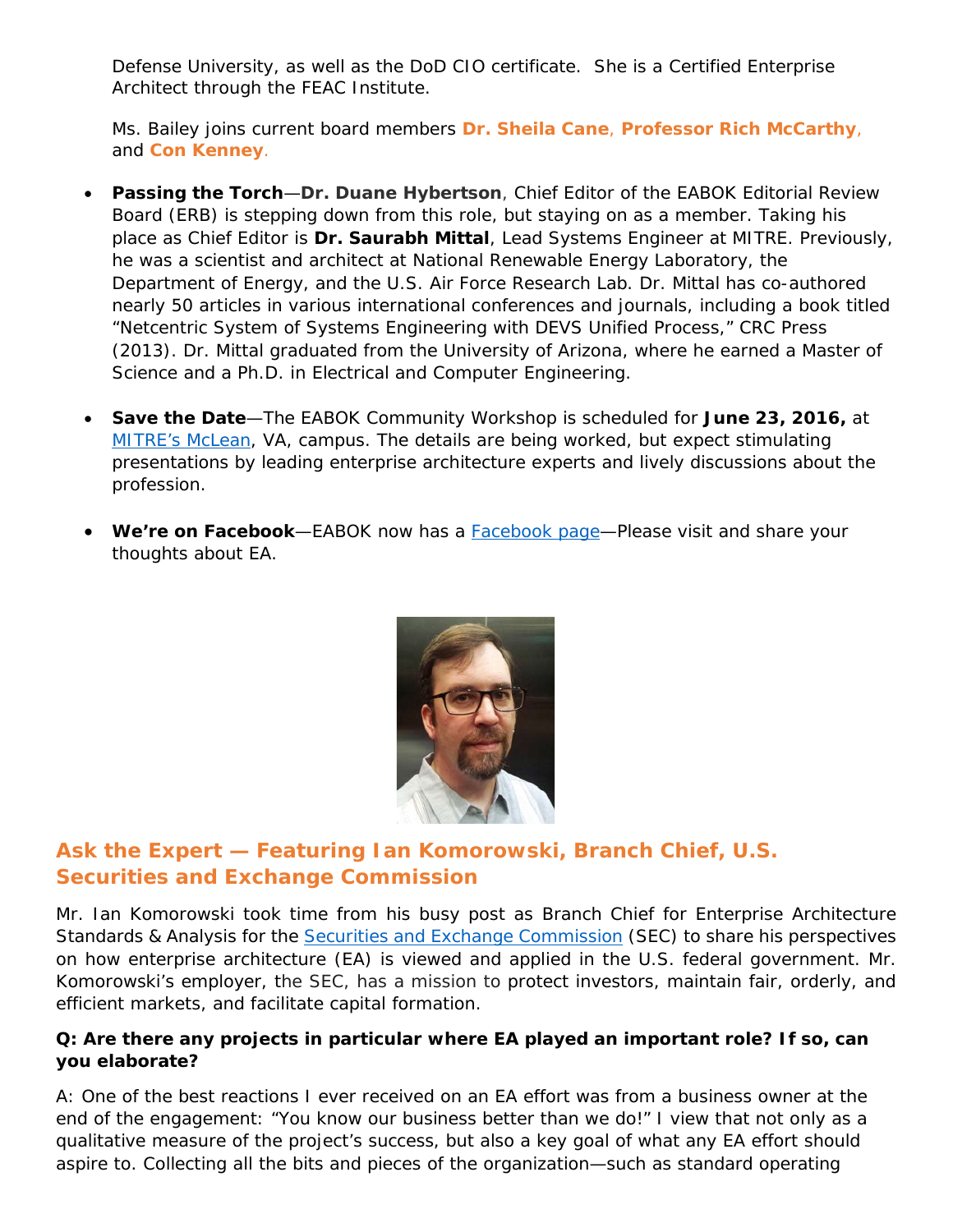Defense University, as well as the DoD CIO certificate. She is a Certified Enterprise Architect through the FEAC Institute.

Ms. Bailey joins current board members **Dr. Sheila Cane**, **Professor Rich McCarthy**, and **Con Kenney**.

- **Passing the Torch**—**Dr. Duane Hybertson**, Chief Editor of the EABOK Editorial Review Board (ERB) is stepping down from this role, but staying on as a member. Taking his place as Chief Editor is **Dr. Saurabh Mittal**, Lead Systems Engineer at MITRE. Previously, he was a scientist and architect at National Renewable Energy Laboratory, the Department of Energy, and the U.S. Air Force Research Lab. Dr. Mittal has co-authored nearly 50 articles in various international conferences and journals, including a book titled "Netcentric System of Systems Engineering with DEVS Unified Process," CRC Press (2013). Dr. Mittal graduated from the University of Arizona, where he earned a Master of Science and a Ph.D. in Electrical and Computer Engineering.

- **Save the Date**—The EABOK Community Workshop is scheduled for **June 23, 2016,** at MITRE's McLean, VA, campus. The details are being worked, but expect stimulating presentations by leading enterprise architecture experts and lively discussions about the profession.

- **We're on Facebook**—EABOK now has a Facebook page—Please visit and share your thoughts about EA.

## Ask the Expert — Featuring Ian Komorowski, Branch Chief, U.S. Securities and Exchange Commission

Mr. Ian Komorowski took time from his busy post as Branch Chief for Enterprise Architecture Standards & Analysis for the Securities and Exchange Commission (SEC) to share his perspectives on how enterprise architecture (EA) is viewed and applied in the U.S. federal government. Mr. Komorowski's employer, the SEC, has a mission to protect investors, maintain fair, orderly, and efficient markets, and facilitate capital formation.

**Q: Are there any projects in particular where EA played an important role? If so, can you elaborate?**

A: One of the best reactions I ever received on an EA effort was from a business owner at the end of the engagement: "You know our business better than we do!" I view that not only as a qualitative measure of the project's success, but also a key goal of what any EA effort should aspire to. Collecting all the bits and pieces of the organization—such as standard operating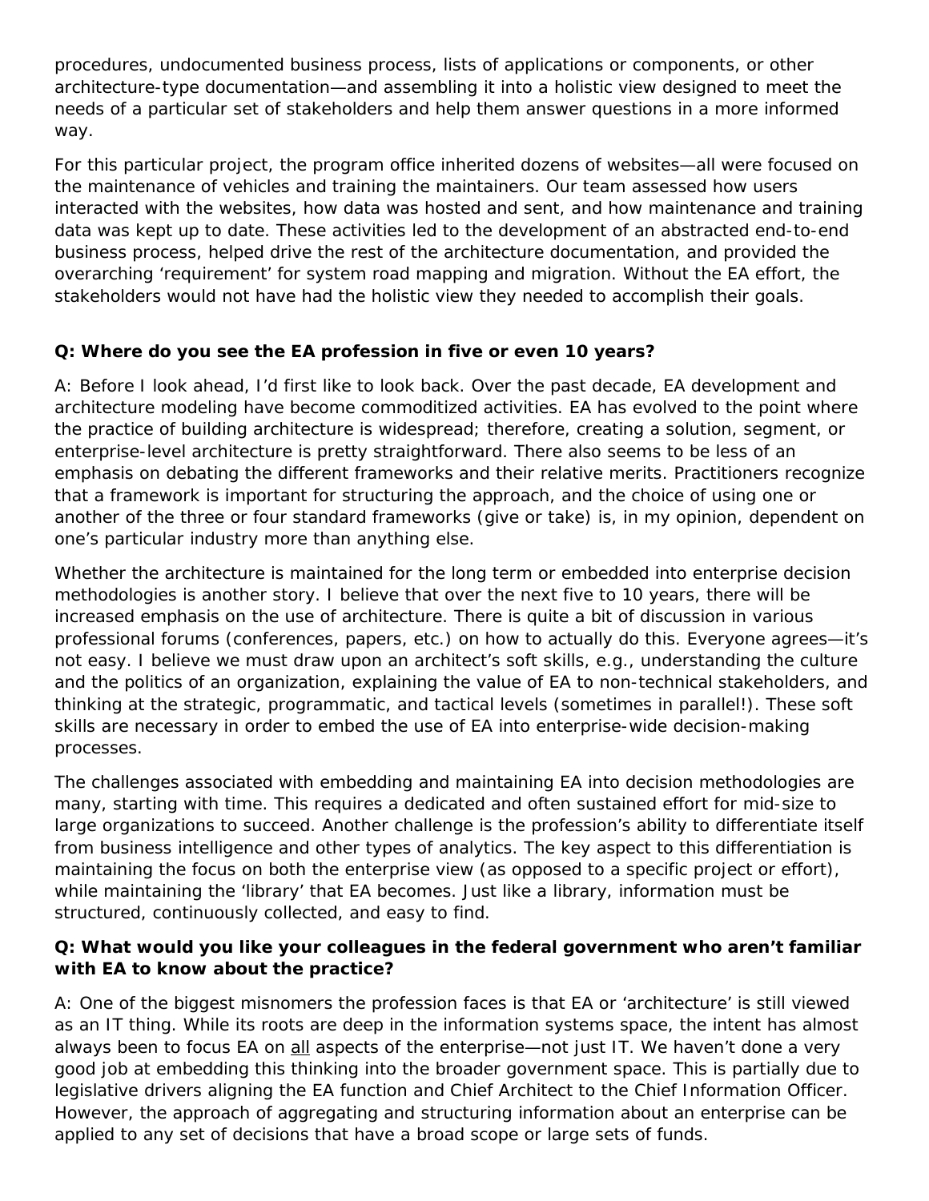procedures, undocumented business process, lists of applications or components, or other architecture-type documentation—and assembling it into a holistic view designed to meet the needs of a particular set of stakeholders and help them answer questions in a more informed way.

For this particular project, the program office inherited dozens of websites—all were focused on the maintenance of vehicles and training the maintainers. Our team assessed how users interacted with the websites, how data was hosted and sent, and how maintenance and training data was kept up to date. These activities led to the development of an abstracted end-to-end business process, helped drive the rest of the architecture documentation, and provided the overarching 'requirement' for system road mapping and migration. Without the EA effort, the stakeholders would not have had the holistic view they needed to accomplish their goals.

**Q: Where do you see the EA profession in five or even 10 years?**

A: Before I look ahead, I'd first like to look back. Over the past decade, EA development and architecture modeling have become commoditized activities. EA has evolved to the point where the practice of building architecture is widespread; therefore, creating a solution, segment, or enterprise-level architecture is pretty straightforward. There also seems to be less of an emphasis on debating the different frameworks and their relative merits. Practitioners recognize that a framework is important for structuring the approach, and the choice of using one or another of the three or four standard frameworks (give or take) is, in my opinion, dependent on one's particular industry more than anything else.

Whether the architecture is maintained for the long term or embedded into enterprise decision methodologies is another story. I believe that over the next five to 10 years, there will be increased emphasis on the use of architecture. There is quite a bit of discussion in various professional forums (conferences, papers, etc.) on how to actually do this. Everyone agrees—it's not easy. I believe we must draw upon an architect's soft skills, e.g., understanding the culture and the politics of an organization, explaining the value of EA to non-technical stakeholders, and thinking at the strategic, programmatic, and tactical levels (sometimes in parallel!). These soft skills are necessary in order to embed the use of EA into enterprise-wide decision-making processes.

The challenges associated with embedding and maintaining EA into decision methodologies are many, starting with time. This requires a dedicated and often sustained effort for mid-size to large organizations to succeed. Another challenge is the profession's ability to differentiate itself from business intelligence and other types of analytics. The key aspect to this differentiation is maintaining the focus on both the enterprise view (as opposed to a specific project or effort), while maintaining the 'library' that EA becomes. Just like a library, information must be structured, continuously collected, and easy to find.

**Q: What would you like your colleagues in the federal government who aren't familiar with EA to know about the practice?**

A: One of the biggest misnomers the profession faces is that EA or 'architecture' is still viewed as an IT thing. While its roots are deep in the information systems space, the intent has almost always been to focus EA on <u>all</u> aspects of the enterprise—not just IT. We haven't done a very good job at embedding this thinking into the broader government space. This is partially due to legislative drivers aligning the EA function and Chief Architect to the Chief Information Officer. However, the approach of aggregating and structuring information about an enterprise can be applied to any set of decisions that have a broad scope or large sets of funds.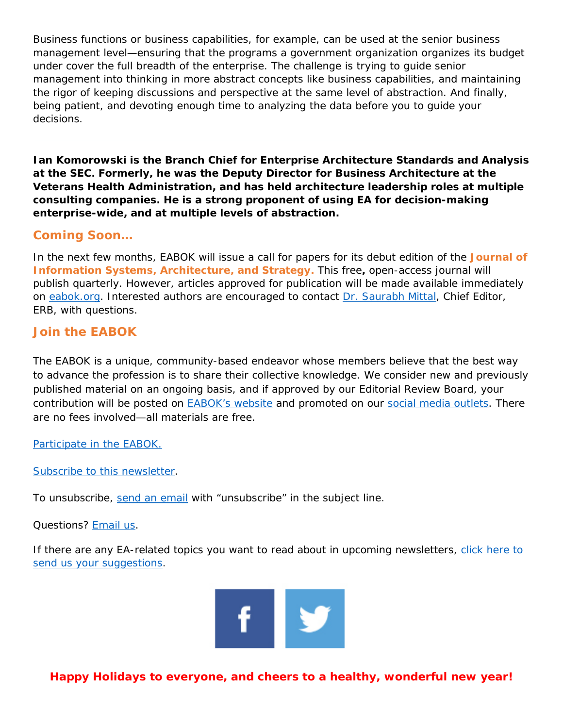Business functions or business capabilities, for example, can be used at the senior business management level—ensuring that the programs a government organization organizes its budget under cover the full breadth of the enterprise. The challenge is trying to guide senior management into thinking in more abstract concepts like business capabilities, and maintaining the rigor of keeping discussions and perspective at the same level of abstraction. And finally, being patient, and devoting enough time to analyzing the data before you to guide your decisions.

---

**Ian Komorowski is the Branch Chief for Enterprise Architecture Standards and Analysis at the SEC. Formerly, he was the Deputy Director for Business Architecture at the Veterans Health Administration, and has held architecture leadership roles at multiple consulting companies. He is a strong proponent of using EA for decision-making enterprise-wide, and at multiple levels of abstraction.**

## Coming Soon…

In the next few months, EABOK will issue a call for papers for its debut edition of the **Journal of Information Systems, Architecture, and Strategy.** This free**,** open-access journal will publish quarterly. However, articles approved for publication will be made available immediately on eabok.org. Interested authors are encouraged to contact Dr. Saurabh Mittal, Chief Editor, ERB, with questions.

## Join the EABOK

The EABOK is a unique, community-based endeavor whose members believe that the best way to advance the profession is to share their collective knowledge. We consider new and previously published material on an ongoing basis, and if approved by our Editorial Review Board, your contribution will be posted on EABOK's website and promoted on our social media outlets. There are no fees involved—all materials are free.

Participate in the EABOK.

Subscribe to this newsletter.

To unsubscribe, send an email with "unsubscribe" in the subject line.

Questions? Email us.

If there are any EA-related topics you want to read about in upcoming newsletters, click here to send us your suggestions.

**Happy Holidays to everyone, and cheers to a healthy, wonderful new year!**